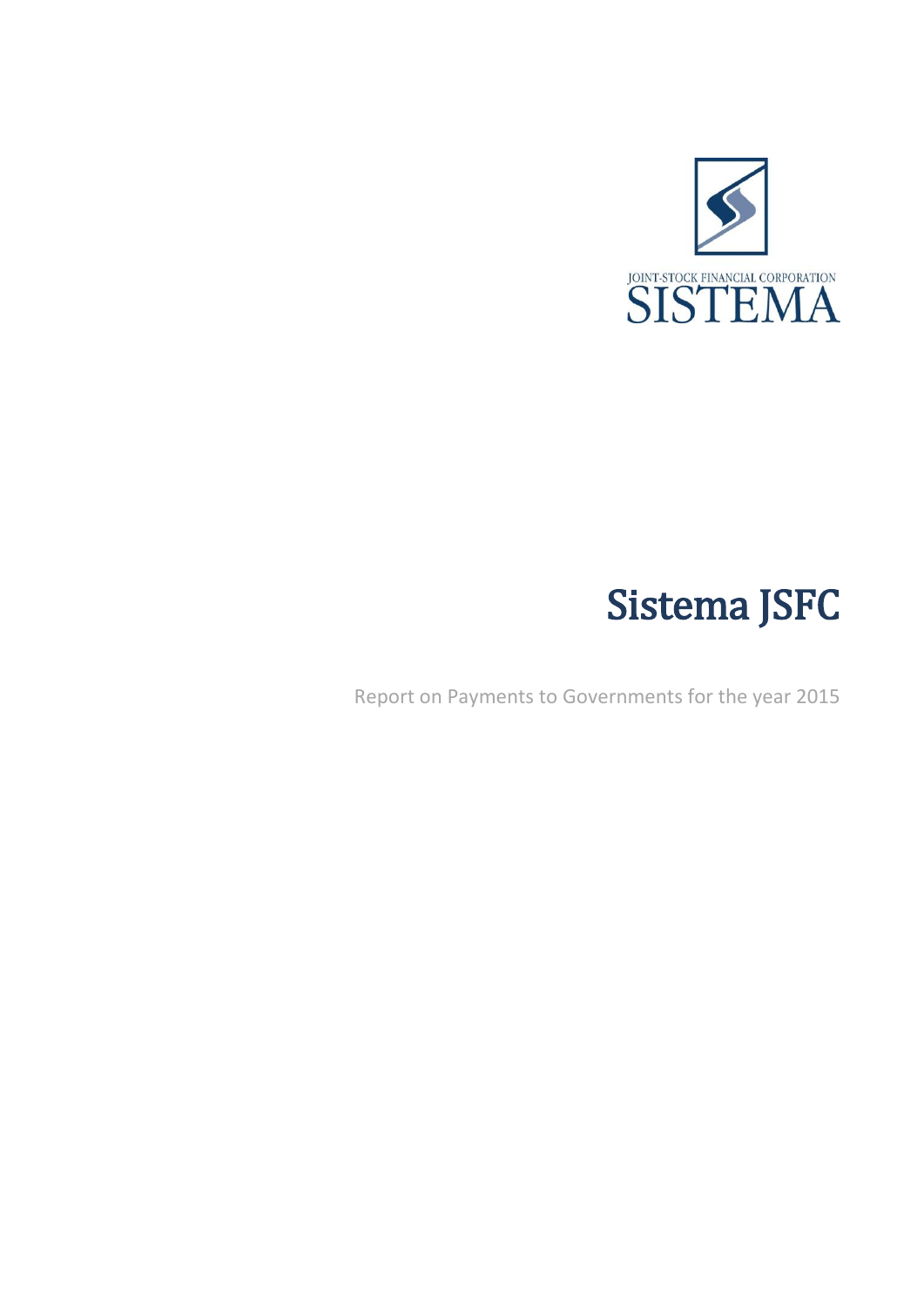JOINT-STOCK FINANCIAL CORPORATION
SISTEMA

# Sistema JSFC

Report on Payments to Governments for the year 2015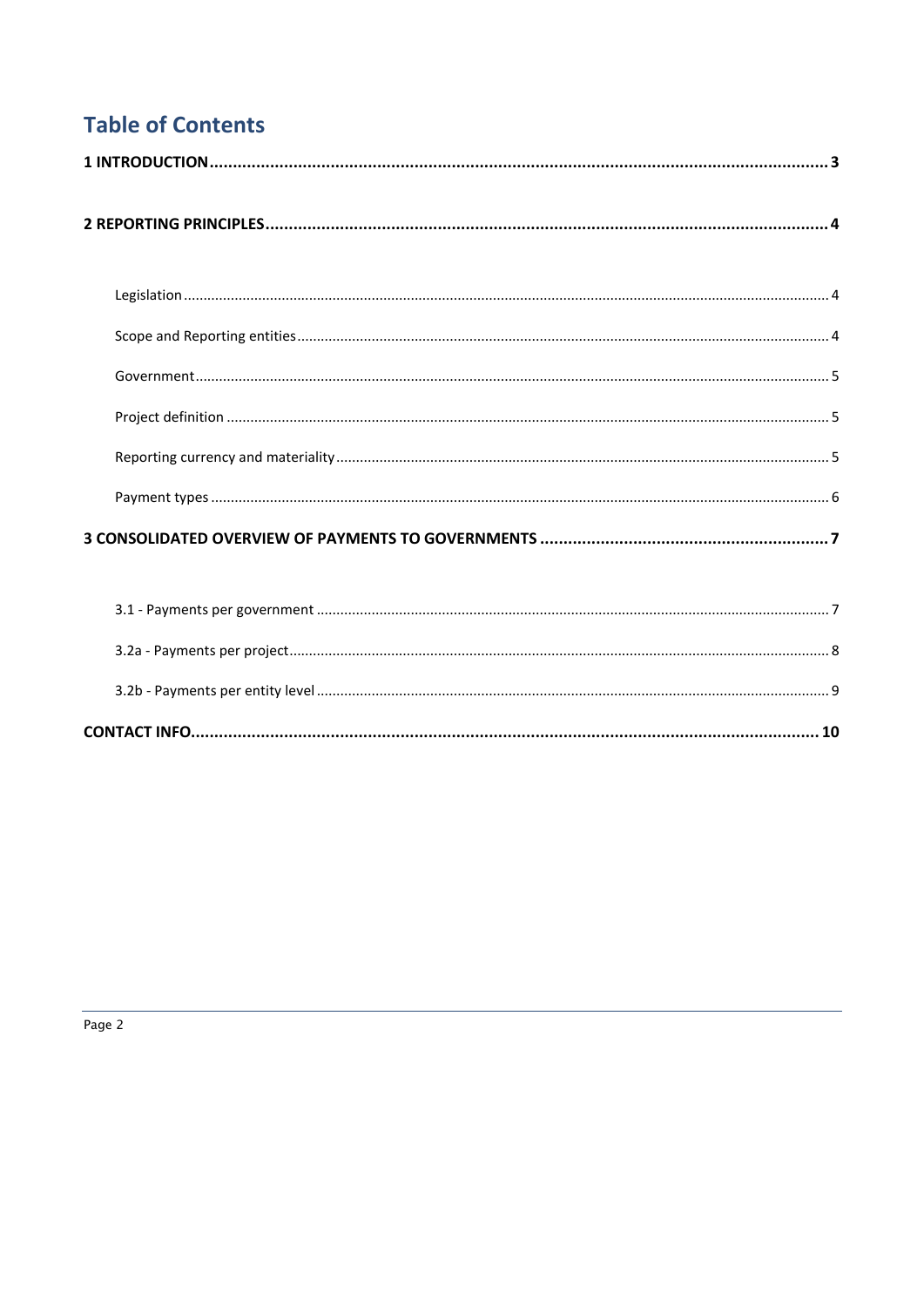# Table of Contents

**1 INTRODUCTION** ........................................................ **3**

**2 REPORTING PRINCIPLES** ........................................................ **4**

- Legislation ........................................................ 4
- Scope and Reporting entities ........................................................ 4
- Government ........................................................ 5
- Project definition ........................................................ 5
- Reporting currency and materiality ........................................................ 5
- Payment types ........................................................ 6

**3 CONSOLIDATED OVERVIEW OF PAYMENTS TO GOVERNMENTS** ........................................................ **7**

- 3.1 - Payments per government ........................................................ 7
- 3.2a - Payments per project ........................................................ 8
- 3.2b - Payments per entity level ........................................................ 9

**CONTACT INFO** ........................................................ **10**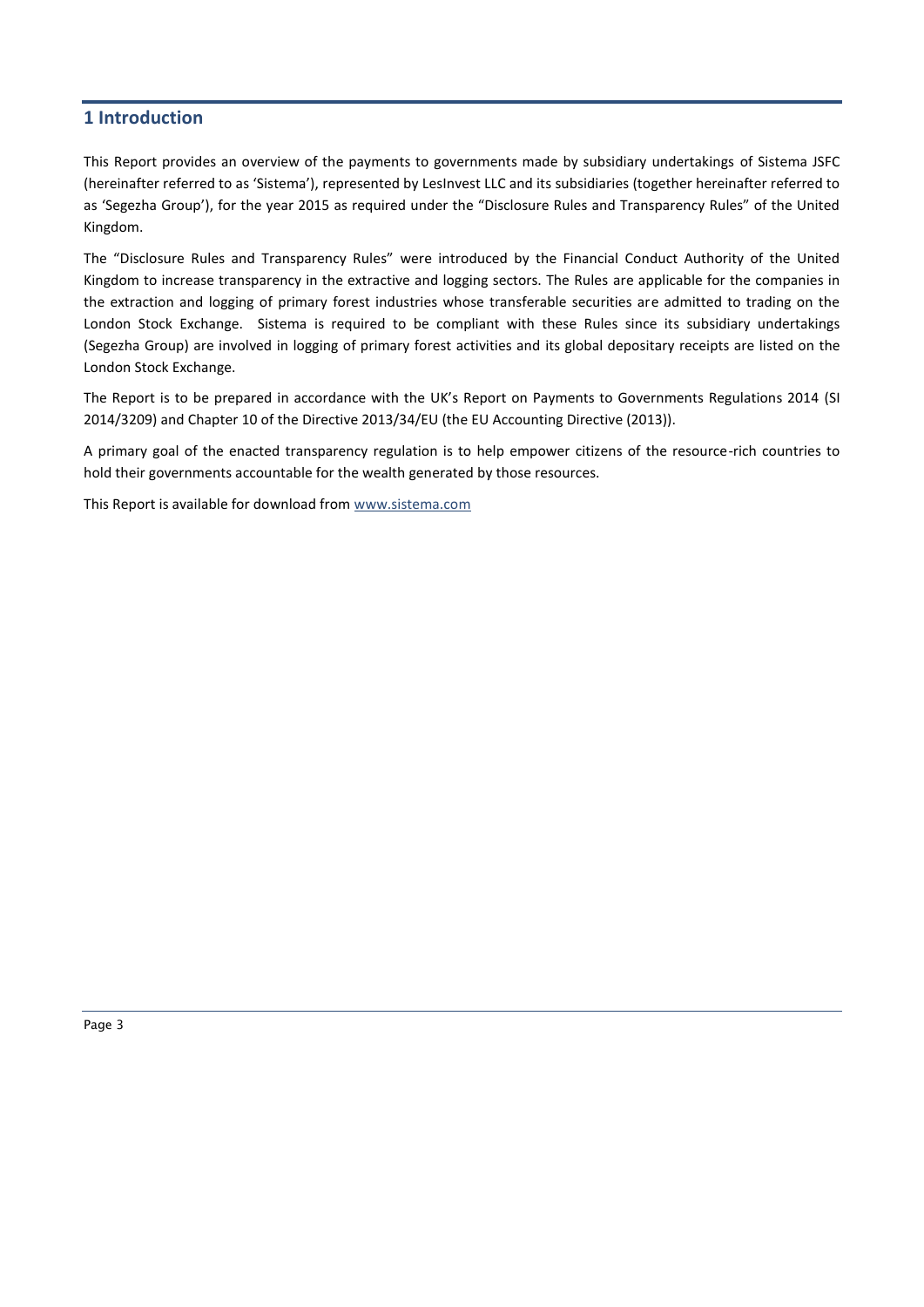# 1 Introduction

This Report provides an overview of the payments to governments made by subsidiary undertakings of Sistema JSFC (hereinafter referred to as 'Sistema'), represented by LesInvest LLC and its subsidiaries (together hereinafter referred to as 'Segezha Group'), for the year 2015 as required under the "Disclosure Rules and Transparency Rules" of the United Kingdom.

The "Disclosure Rules and Transparency Rules" were introduced by the Financial Conduct Authority of the United Kingdom to increase transparency in the extractive and logging sectors. The Rules are applicable for the companies in the extraction and logging of primary forest industries whose transferable securities are admitted to trading on the London Stock Exchange. Sistema is required to be compliant with these Rules since its subsidiary undertakings (Segezha Group) are involved in logging of primary forest activities and its global depositary receipts are listed on the London Stock Exchange.

The Report is to be prepared in accordance with the UK's Report on Payments to Governments Regulations 2014 (SI 2014/3209) and Chapter 10 of the Directive 2013/34/EU (the EU Accounting Directive (2013)).

A primary goal of the enacted transparency regulation is to help empower citizens of the resource-rich countries to hold their governments accountable for the wealth generated by those resources.

This Report is available for download from www.sistema.com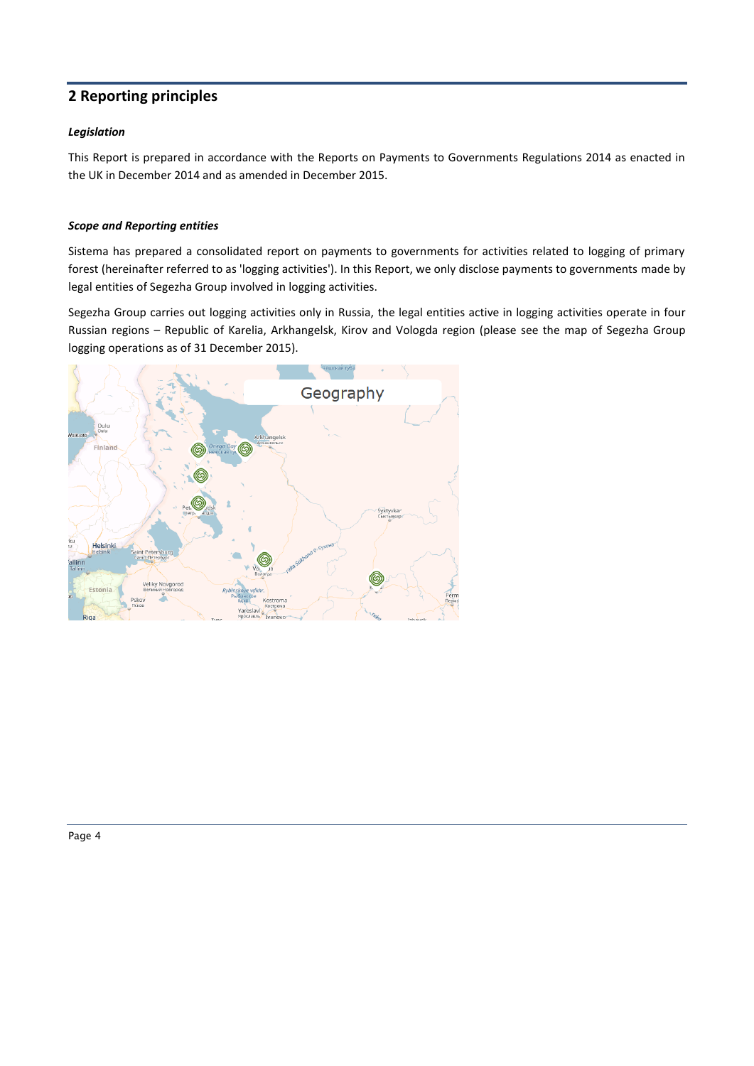## 2 Reporting principles

***Legislation***

This Report is prepared in accordance with the Reports on Payments to Governments Regulations 2014 as enacted in the UK in December 2014 and as amended in December 2015.

***Scope and Reporting entities***

Sistema has prepared a consolidated report on payments to governments for activities related to logging of primary forest (hereinafter referred to as 'logging activities'). In this Report, we only disclose payments to governments made by legal entities of Segezha Group involved in logging activities.

Segezha Group carries out logging activities only in Russia, the legal entities active in logging activities operate in four Russian regions – Republic of Karelia, Arkhangelsk, Kirov and Vologda region (please see the map of Segezha Group logging operations as of 31 December 2015).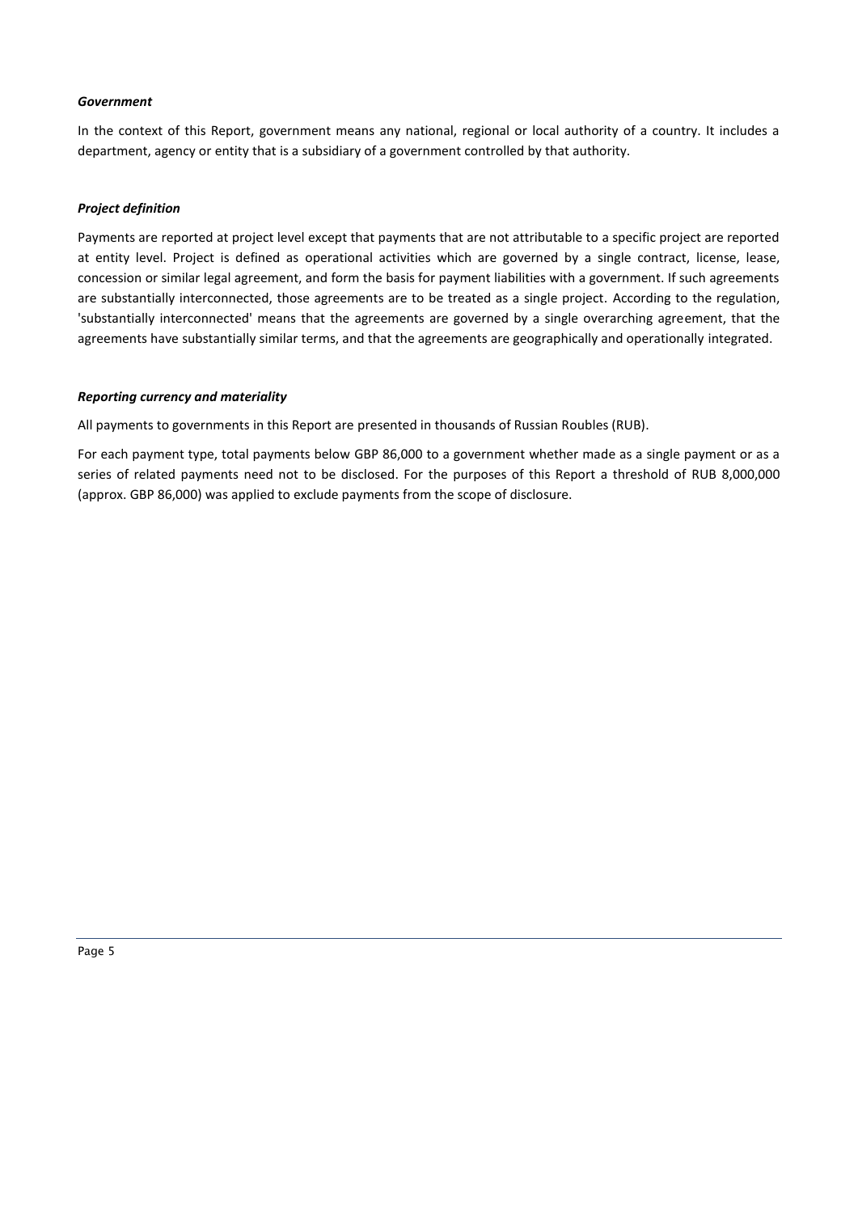### *Government*

In the context of this Report, government means any national, regional or local authority of a country. It includes a department, agency or entity that is a subsidiary of a government controlled by that authority.

### *Project definition*

Payments are reported at project level except that payments that are not attributable to a specific project are reported at entity level. Project is defined as operational activities which are governed by a single contract, license, lease, concession or similar legal agreement, and form the basis for payment liabilities with a government. If such agreements are substantially interconnected, those agreements are to be treated as a single project. According to the regulation, 'substantially interconnected' means that the agreements are governed by a single overarching agreement, that the agreements have substantially similar terms, and that the agreements are geographically and operationally integrated.

### *Reporting currency and materiality*

All payments to governments in this Report are presented in thousands of Russian Roubles (RUB).

For each payment type, total payments below GBP 86,000 to a government whether made as a single payment or as a series of related payments need not to be disclosed. For the purposes of this Report a threshold of RUB 8,000,000 (approx. GBP 86,000) was applied to exclude payments from the scope of disclosure.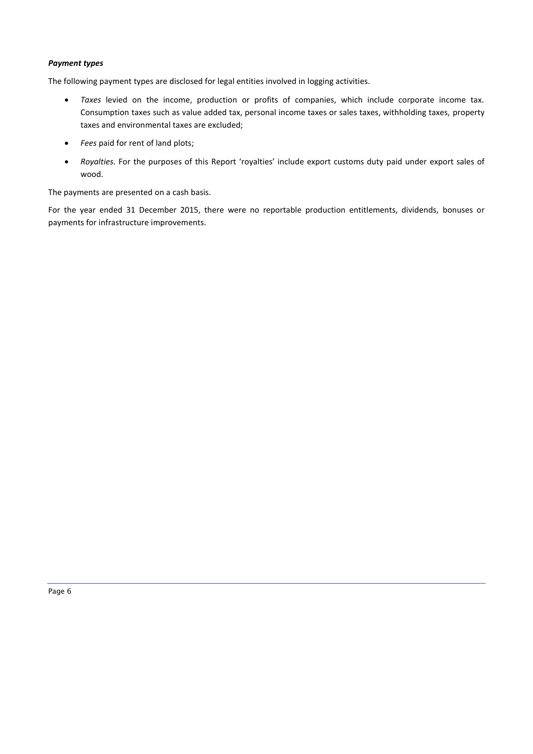***Payment types***

The following payment types are disclosed for legal entities involved in logging activities.

- *Taxes* levied on the income, production or profits of companies, which include corporate income tax. Consumption taxes such as value added tax, personal income taxes or sales taxes, withholding taxes, property taxes and environmental taxes are excluded;
- *Fees* paid for rent of land plots;
- *Royalties.* For the purposes of this Report 'royalties' include export customs duty paid under export sales of wood.

The payments are presented on a cash basis.

For the year ended 31 December 2015, there were no reportable production entitlements, dividends, bonuses or payments for infrastructure improvements.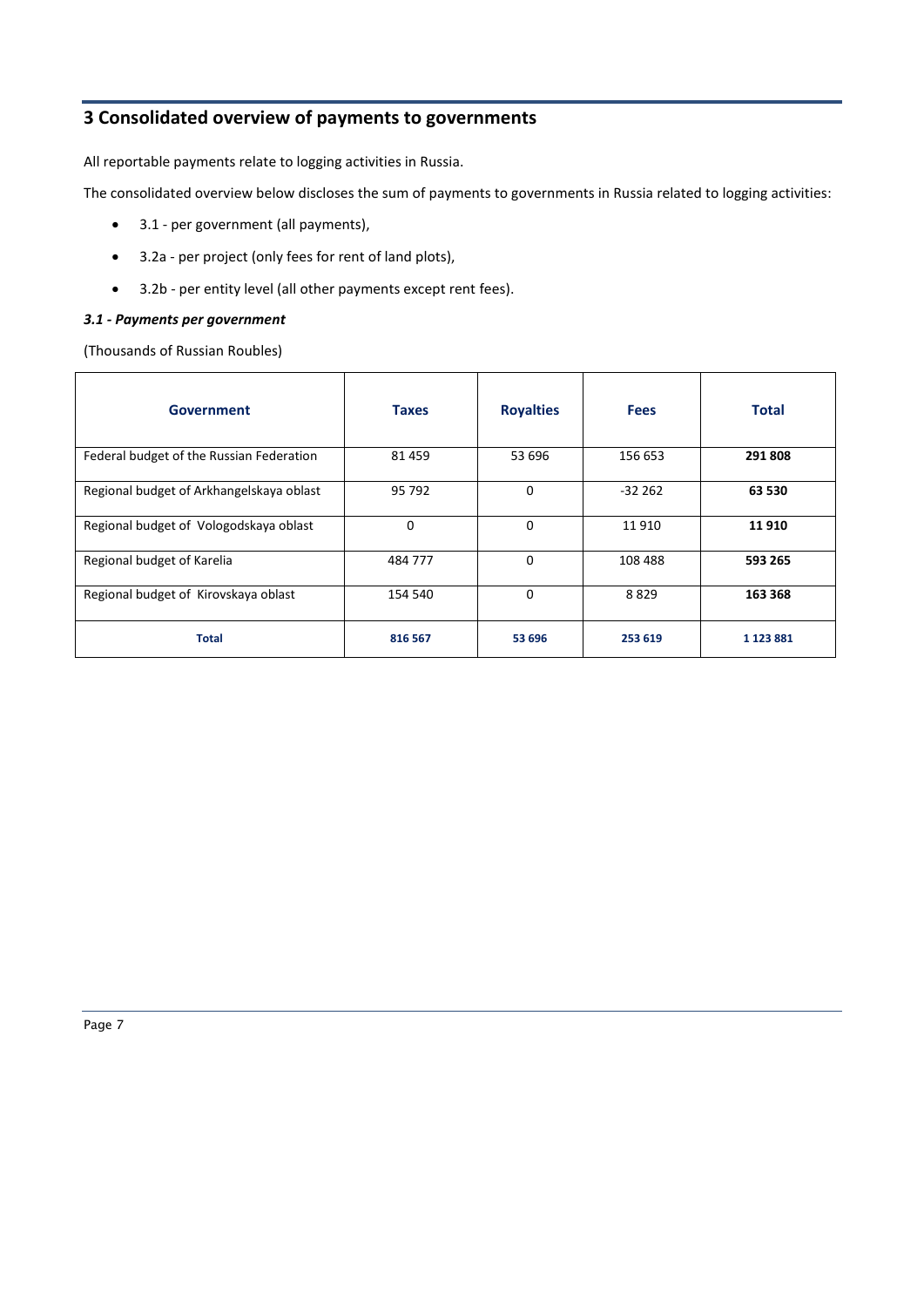## 3 Consolidated overview of payments to governments

All reportable payments relate to logging activities in Russia.

The consolidated overview below discloses the sum of payments to governments in Russia related to logging activities:

- 3.1 - per government (all payments),
- 3.2a - per project (only fees for rent of land plots),
- 3.2b - per entity level (all other payments except rent fees).

### *3.1 - Payments per government*

(Thousands of Russian Roubles)

| Government | Taxes | Royalties | Fees | Total |
|---|---|---|---|---|
| Federal budget of the Russian Federation | 81 459 | 53 696 | 156 653 | **291 808** |
| Regional budget of Arkhangelskaya oblast | 95 792 | 0 | -32 262 | **63 530** |
| Regional budget of Vologodskaya oblast | 0 | 0 | 11 910 | **11 910** |
| Regional budget of Karelia | 484 777 | 0 | 108 488 | **593 265** |
| Regional budget of Kirovskaya oblast | 154 540 | 0 | 8 829 | **163 368** |
| **Total** | **816 567** | **53 696** | **253 619** | **1 123 881** |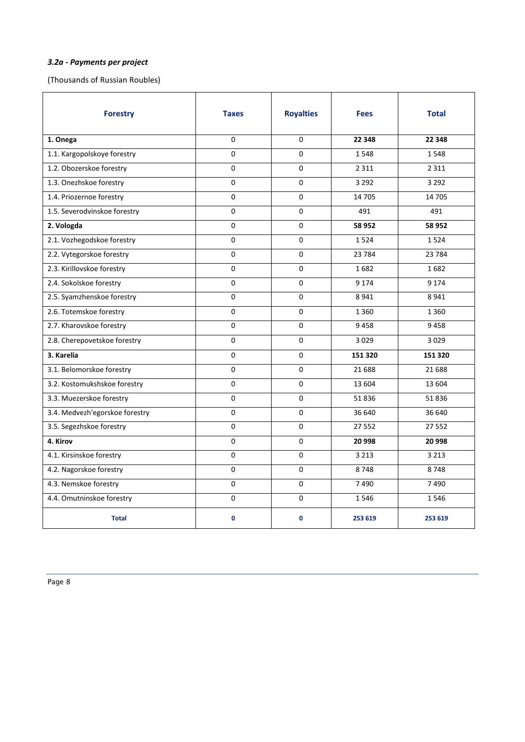### *3.2a - Payments per project*

(Thousands of Russian Roubles)

| Forestry | Taxes | Royalties | Fees | Total |
|---|---|---|---|---|
| **1. Onega** | 0 | 0 | **22 348** | **22 348** |
| 1.1. Kargopolskoye forestry | 0 | 0 | 1 548 | 1 548 |
| 1.2. Obozerskoe forestry | 0 | 0 | 2 311 | 2 311 |
| 1.3. Onezhskoe forestry | 0 | 0 | 3 292 | 3 292 |
| 1.4. Priozernoe forestry | 0 | 0 | 14 705 | 14 705 |
| 1.5. Severodvinskoe forestry | 0 | 0 | 491 | 491 |
| **2. Vologda** | 0 | 0 | **58 952** | **58 952** |
| 2.1. Vozhegodskoe forestry | 0 | 0 | 1 524 | 1 524 |
| 2.2. Vytegorskoe forestry | 0 | 0 | 23 784 | 23 784 |
| 2.3. Kirillovskoe forestry | 0 | 0 | 1 682 | 1 682 |
| 2.4. Sokolskoe forestry | 0 | 0 | 9 174 | 9 174 |
| 2.5. Syamzhenskoe forestry | 0 | 0 | 8 941 | 8 941 |
| 2.6. Totemskoe forestry | 0 | 0 | 1 360 | 1 360 |
| 2.7. Kharovskoe forestry | 0 | 0 | 9 458 | 9 458 |
| 2.8. Cherepovetskoe forestry | 0 | 0 | 3 029 | 3 029 |
| **3. Karelia** | 0 | 0 | **151 320** | **151 320** |
| 3.1. Belomorskoe forestry | 0 | 0 | 21 688 | 21 688 |
| 3.2. Kostomukshskoe forestry | 0 | 0 | 13 604 | 13 604 |
| 3.3. Muezerskoe forestry | 0 | 0 | 51 836 | 51 836 |
| 3.4. Medvezh'egorskoe forestry | 0 | 0 | 36 640 | 36 640 |
| 3.5. Segezhskoe forestry | 0 | 0 | 27 552 | 27 552 |
| **4. Kirov** | 0 | 0 | **20 998** | **20 998** |
| 4.1. Kirsinskoe forestry | 0 | 0 | 3 213 | 3 213 |
| 4.2. Nagorskoe forestry | 0 | 0 | 8 748 | 8 748 |
| 4.3. Nemskoe forestry | 0 | 0 | 7 490 | 7 490 |
| 4.4. Omutninskoe forestry | 0 | 0 | 1 546 | 1 546 |
| **Total** | **0** | **0** | **253 619** | **253 619** |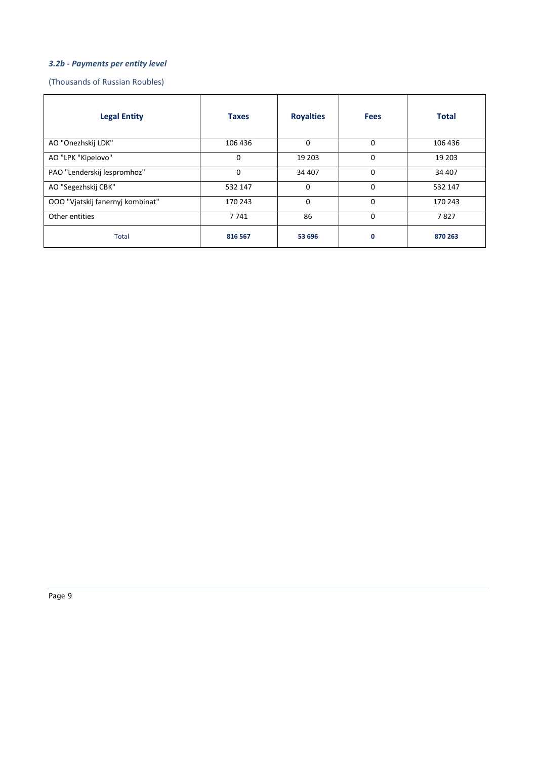### *3.2b - Payments per entity level*

(Thousands of Russian Roubles)

| Legal Entity | Taxes | Royalties | Fees | Total |
|---|---|---|---|---|
| AO "Onezhskij LDK" | 106 436 | 0 | 0 | 106 436 |
| AO "LPK "Kipelovo" | 0 | 19 203 | 0 | 19 203 |
| PAO "Lenderskij lespromhoz" | 0 | 34 407 | 0 | 34 407 |
| AO "Segezhskij CBK" | 532 147 | 0 | 0 | 532 147 |
| OOO "Vjatskij fanernyj kombinat" | 170 243 | 0 | 0 | 170 243 |
| Other entities | 7 741 | 86 | 0 | 7 827 |
| Total | **816 567** | **53 696** | **0** | **870 263** |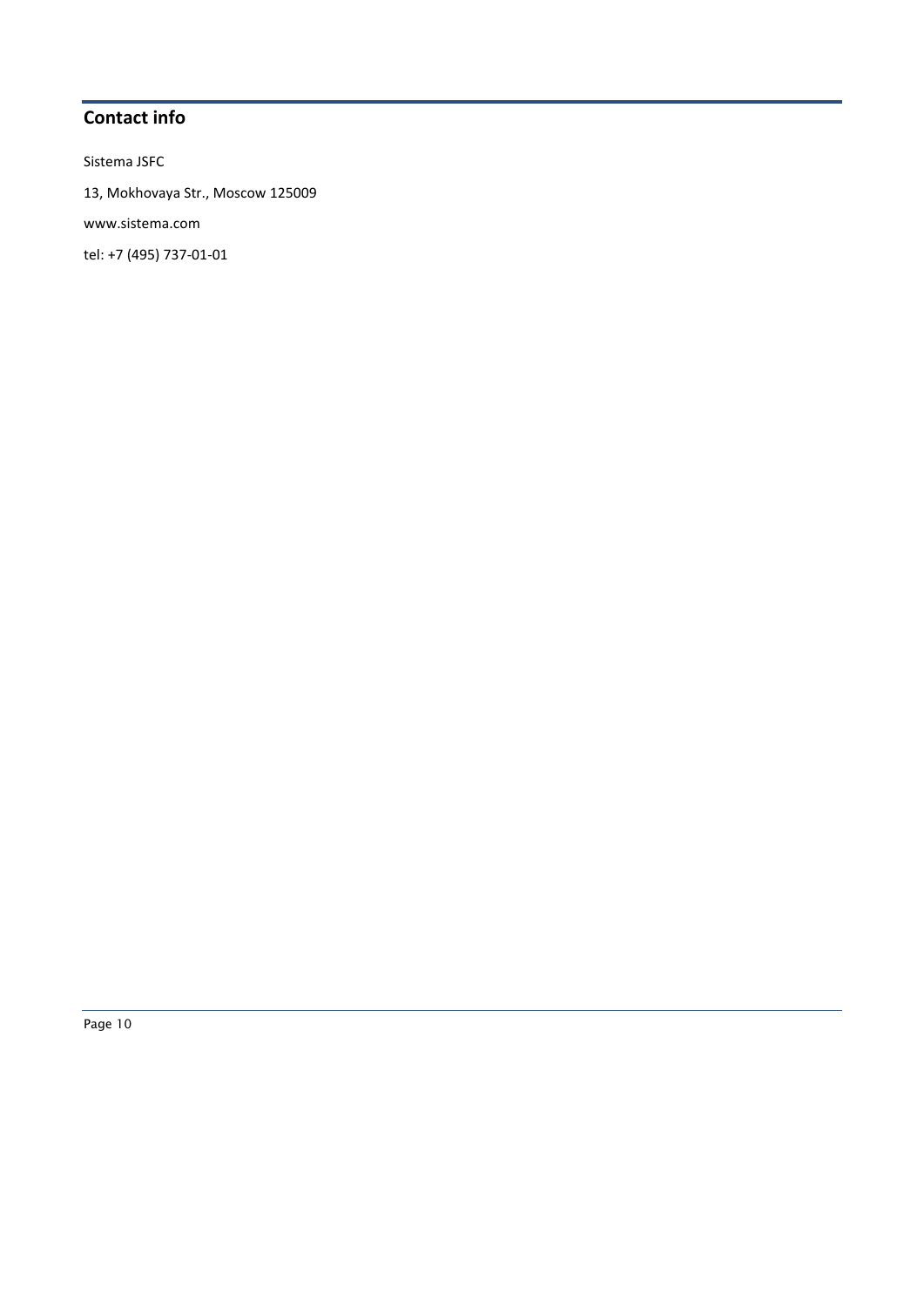## Contact info

Sistema JSFC

13, Mokhovaya Str., Moscow 125009

www.sistema.com

tel: +7 (495) 737-01-01